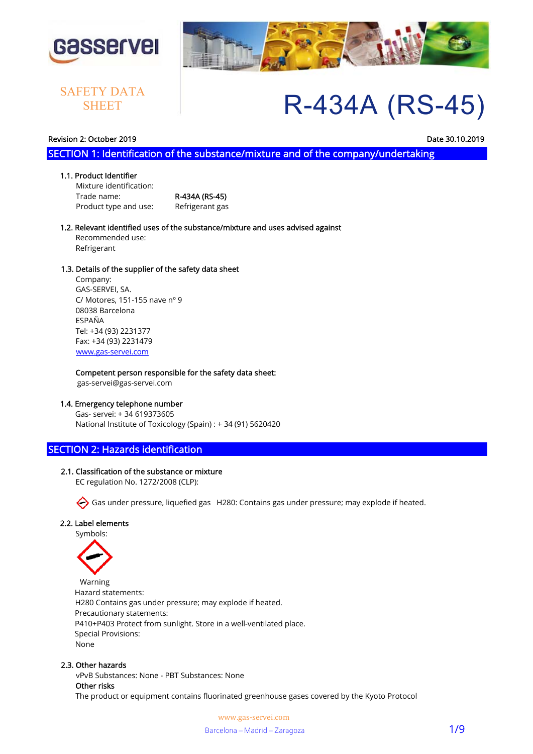gasservei

SAFETY DATA SHEET

# R-434A (RS-45)

**Revision 2: October 2019** **Date 30.10.2019**

## SECTION 1: Identification of the substance/mixture and of the company/undertaking

**1.1. Product Identifier**

Mixture identification:

| | |
|---|---|
| Trade name: | **R-434A (RS-45)** |
| Product type and use: | Refrigerant gas |

**1.2. Relevant identified uses of the substance/mixture and uses advised against**

Recommended use:
Refrigerant

**1.3. Details of the supplier of the safety data sheet**

Company:
GAS-SERVEI, SA.
C/ Motores, 151-155 nave nº 9
08038 Barcelona
ESPAÑA
Tel: +34 (93) 2231377
Fax: +34 (93) 2231479
www.gas-servei.com

**Competent person responsible for the safety data sheet:**
gas-servei@gas-servei.com

**1.4. Emergency telephone number**

Gas- servei: + 34 619373605
National Institute of Toxicology (Spain) : + 34 (91) 5620420

## SECTION 2: Hazards identification

**2.1. Classification of the substance or mixture**

EC regulation No. 1272/2008 (CLP):

Gas under pressure, liquefied gas H280: Contains gas under pressure; may explode if heated.

**2.2. Label elements**

Symbols:

Warning
Hazard statements:
H280 Contains gas under pressure; may explode if heated.
Precautionary statements:
P410+P403 Protect from sunlight. Store in a well-ventilated place.
Special Provisions:
None

**2.3. Other hazards**

vPvB Substances: None - PBT Substances: None
**Other risks**
The product or equipment contains fluorinated greenhouse gases covered by the Kyoto Protocol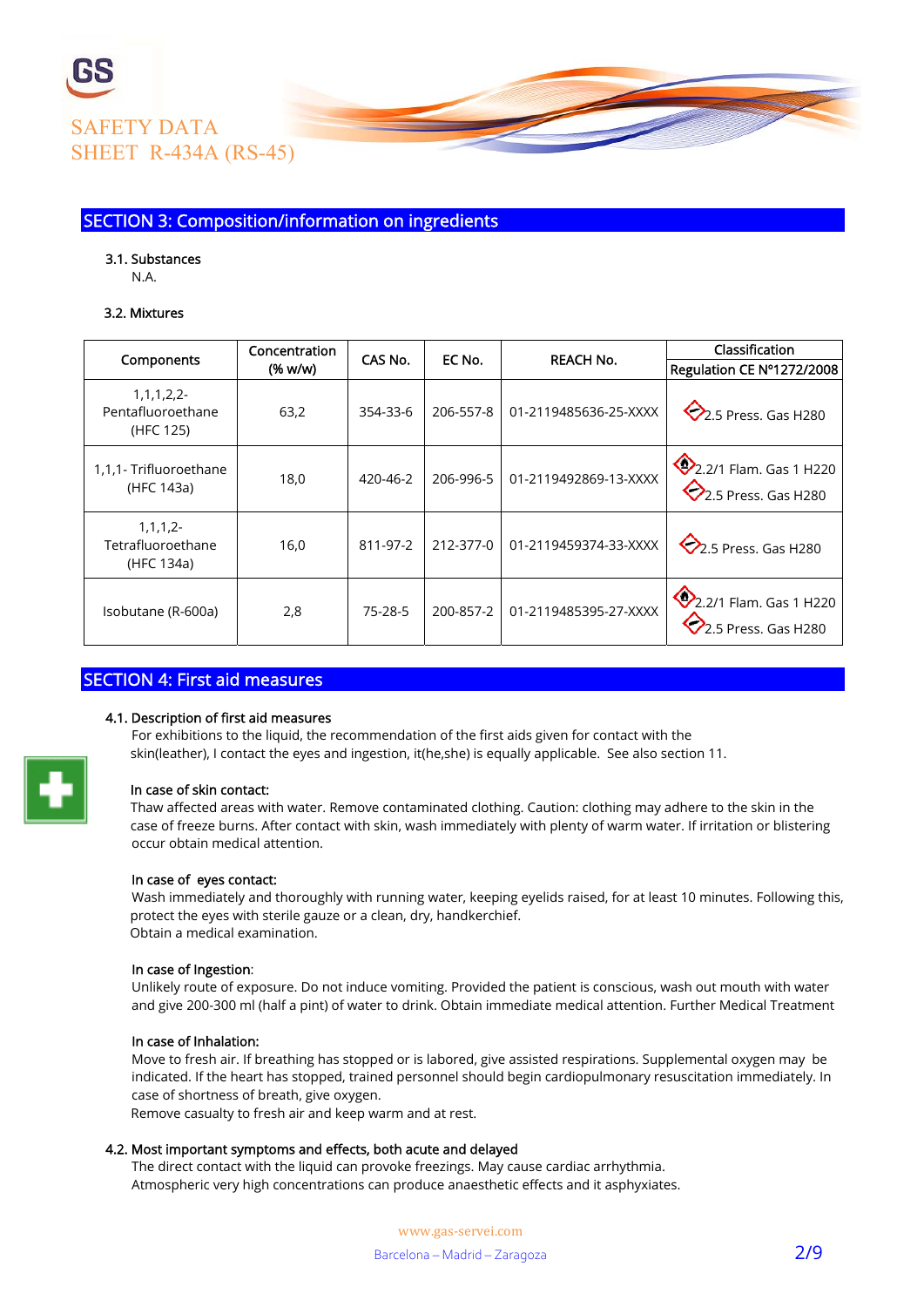## SECTION 3: Composition/information on ingredients

### 3.1. Substances

N.A.

### 3.2. Mixtures

| Components | Concentration (% w/w) | CAS No. | EC No. | REACH No. | Classification Regulation CE Nº1272/2008 |
|---|---|---|---|---|---|
| 1,1,1,2,2-Pentafluoroethane (HFC 125) | 63,2 | 354-33-6 | 206-557-8 | 01-2119485636-25-XXXX | 2.5 Press. Gas H280 |
| 1,1,1- Trifluoroethane (HFC 143a) | 18,0 | 420-46-2 | 206-996-5 | 01-2119492869-13-XXXX | 2.2/1 Flam. Gas 1 H220<br>2.5 Press. Gas H280 |
| 1,1,1,2-Tetrafluoroethane (HFC 134a) | 16,0 | 811-97-2 | 212-377-0 | 01-2119459374-33-XXXX | 2.5 Press. Gas H280 |
| Isobutane (R-600a) | 2,8 | 75-28-5 | 200-857-2 | 01-2119485395-27-XXXX | 2.2/1 Flam. Gas 1 H220<br>2.5 Press. Gas H280 |

## SECTION 4: First aid measures

### 4.1. Description of first aid measures

For exhibitions to the liquid, the recommendation of the first aids given for contact with the skin(leather), I contact the eyes and ingestion, it(he,she) is equally applicable. See also section 11.

**In case of skin contact:**

Thaw affected areas with water. Remove contaminated clothing. Caution: clothing may adhere to the skin in the case of freeze burns. After contact with skin, wash immediately with plenty of warm water. If irritation or blistering occur obtain medical attention.

**In case of eyes contact:**

Wash immediately and thoroughly with running water, keeping eyelids raised, for at least 10 minutes. Following this, protect the eyes with sterile gauze or a clean, dry, handkerchief.
Obtain a medical examination.

**In case of Ingestion**:

Unlikely route of exposure. Do not induce vomiting. Provided the patient is conscious, wash out mouth with water and give 200-300 ml (half a pint) of water to drink. Obtain immediate medical attention. Further Medical Treatment

**In case of Inhalation:**

Move to fresh air. If breathing has stopped or is labored, give assisted respirations. Supplemental oxygen may be indicated. If the heart has stopped, trained personnel should begin cardiopulmonary resuscitation immediately. In case of shortness of breath, give oxygen.
Remove casualty to fresh air and keep warm and at rest.

### 4.2. Most important symptoms and effects, both acute and delayed

The direct contact with the liquid can provoke freezings. May cause cardiac arrhythmia.
Atmospheric very high concentrations can produce anaesthetic effects and it asphyxiates.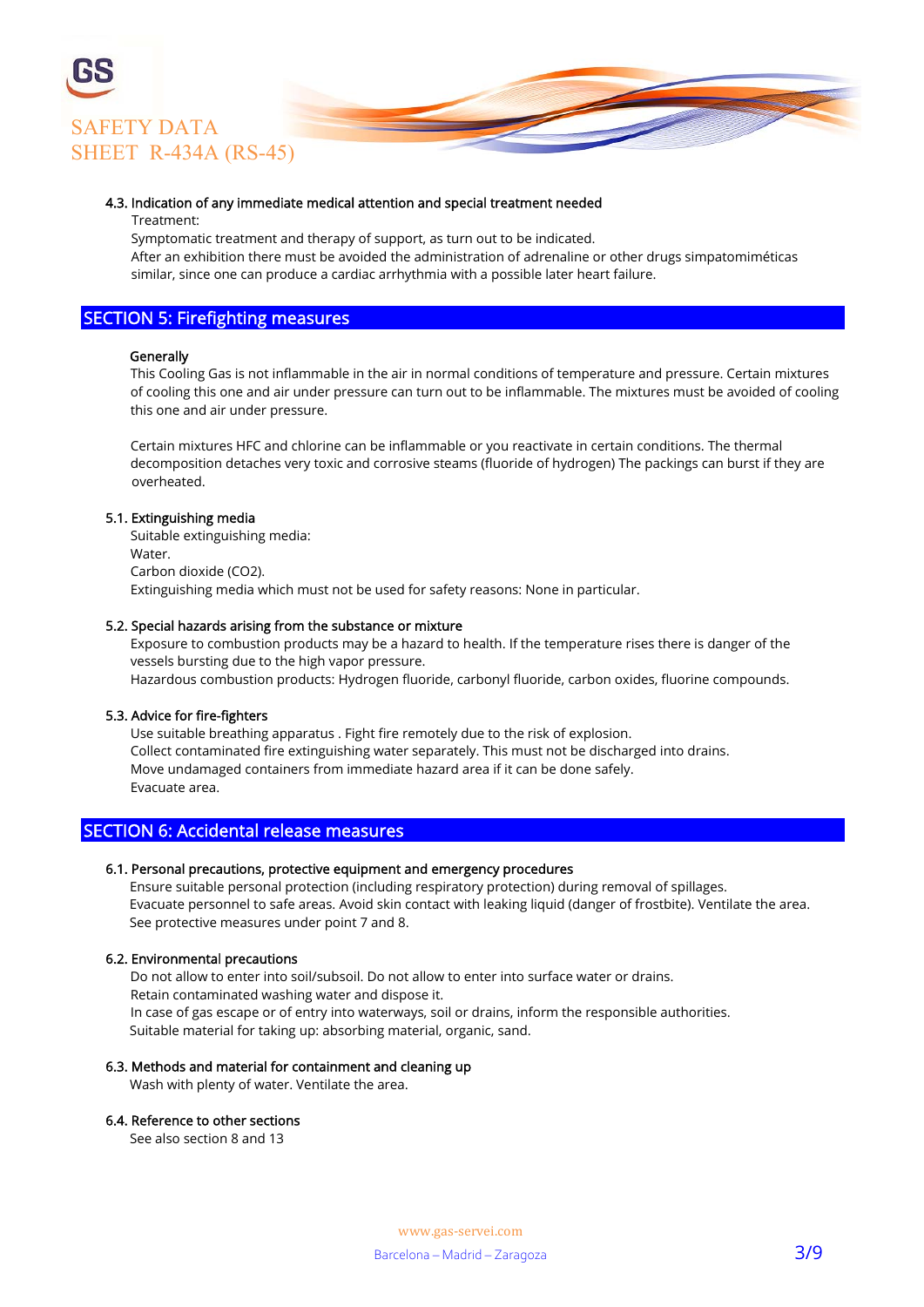### 4.3. Indication of any immediate medical attention and special treatment needed

Treatment:

Symptomatic treatment and therapy of support, as turn out to be indicated.

After an exhibition there must be avoided the administration of adrenaline or other drugs simpatomiméticas similar, since one can produce a cardiac arrhythmia with a possible later heart failure.

## SECTION 5: Firefighting measures

**Generally**

This Cooling Gas is not inflammable in the air in normal conditions of temperature and pressure. Certain mixtures of cooling this one and air under pressure can turn out to be inflammable. The mixtures must be avoided of cooling this one and air under pressure.

Certain mixtures HFC and chlorine can be inflammable or you reactivate in certain conditions. The thermal decomposition detaches very toxic and corrosive steams (fluoride of hydrogen) The packings can burst if they are overheated.

### 5.1. Extinguishing media

Suitable extinguishing media:

Water.

Carbon dioxide ($CO_2$).

Extinguishing media which must not be used for safety reasons: None in particular.

### 5.2. Special hazards arising from the substance or mixture

Exposure to combustion products may be a hazard to health. If the temperature rises there is danger of the vessels bursting due to the high vapor pressure.

Hazardous combustion products: Hydrogen fluoride, carbonyl fluoride, carbon oxides, fluorine compounds.

### 5.3. Advice for fire-fighters

Use suitable breathing apparatus . Fight fire remotely due to the risk of explosion.

Collect contaminated fire extinguishing water separately. This must not be discharged into drains.

Move undamaged containers from immediate hazard area if it can be done safely.

Evacuate area.

## SECTION 6: Accidental release measures

### 6.1. Personal precautions, protective equipment and emergency procedures

Ensure suitable personal protection (including respiratory protection) during removal of spillages.

Evacuate personnel to safe areas. Avoid skin contact with leaking liquid (danger of frostbite). Ventilate the area.

See protective measures under point 7 and 8.

### 6.2. Environmental precautions

Do not allow to enter into soil/subsoil. Do not allow to enter into surface water or drains.

Retain contaminated washing water and dispose it.

In case of gas escape or of entry into waterways, soil or drains, inform the responsible authorities.

Suitable material for taking up: absorbing material, organic, sand.

### 6.3. Methods and material for containment and cleaning up

Wash with plenty of water. Ventilate the area.

### 6.4. Reference to other sections

See also section 8 and 13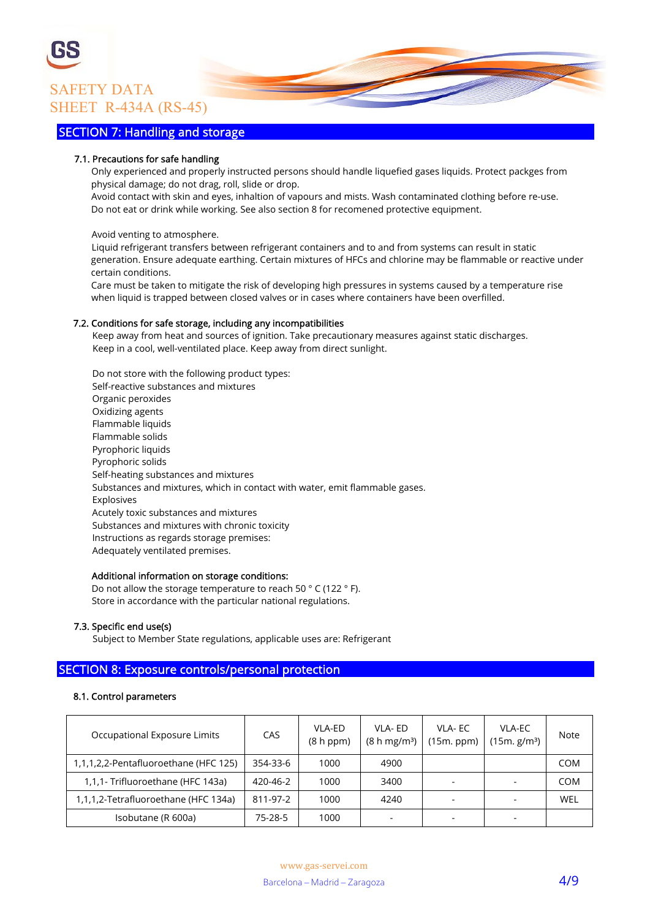## SECTION 7: Handling and storage

### 7.1. Precautions for safe handling

Only experienced and properly instructed persons should handle liquefied gases liquids. Protect packges from physical damage; do not drag, roll, slide or drop.
Avoid contact with skin and eyes, inhaltion of vapours and mists. Wash contaminated clothing before re-use.
Do not eat or drink while working. See also section 8 for recomened protective equipment.

Avoid venting to atmosphere.
Liquid refrigerant transfers between refrigerant containers and to and from systems can result in static generation. Ensure adequate earthing. Certain mixtures of HFCs and chlorine may be flammable or reactive under certain conditions.
Care must be taken to mitigate the risk of developing high pressures in systems caused by a temperature rise when liquid is trapped between closed valves or in cases where containers have been overfilled.

### 7.2. Conditions for safe storage, including any incompatibilities

Keep away from heat and sources of ignition. Take precautionary measures against static discharges.
Keep in a cool, well-ventilated place. Keep away from direct sunlight.

Do not store with the following product types:
Self-reactive substances and mixtures
Organic peroxides
Oxidizing agents
Flammable liquids
Flammable solids
Pyrophoric liquids
Pyrophoric solids
Self-heating substances and mixtures
Substances and mixtures, which in contact with water, emit flammable gases.
Explosives
Acutely toxic substances and mixtures
Substances and mixtures with chronic toxicity
Instructions as regards storage premises:
Adequately ventilated premises.

**Additional information on storage conditions:**
Do not allow the storage temperature to reach 50 ° C (122 ° F).
Store in accordance with the particular national regulations.

### 7.3. Specific end use(s)

Subject to Member State regulations, applicable uses are: Refrigerant

## SECTION 8: Exposure controls/personal protection

### 8.1. Control parameters

| Occupational Exposure Limits | CAS | VLA-ED (8 h ppm) | VLA- ED (8 h mg/m³) | VLA- EC (15m. ppm) | VLA-EC (15m. g/m³) | Note |
|---|---|---|---|---|---|---|
| 1,1,1,2,2-Pentafluoroethane (HFC 125) | 354-33-6 | 1000 | 4900 | | | COM |
| 1,1,1- Trifluoroethane (HFC 143a) | 420-46-2 | 1000 | 3400 | - | - | COM |
| 1,1,1,2-Tetrafluoroethane (HFC 134a) | 811-97-2 | 1000 | 4240 | - | - | WEL |
| Isobutane (R 600a) | 75-28-5 | 1000 | - | - | - | |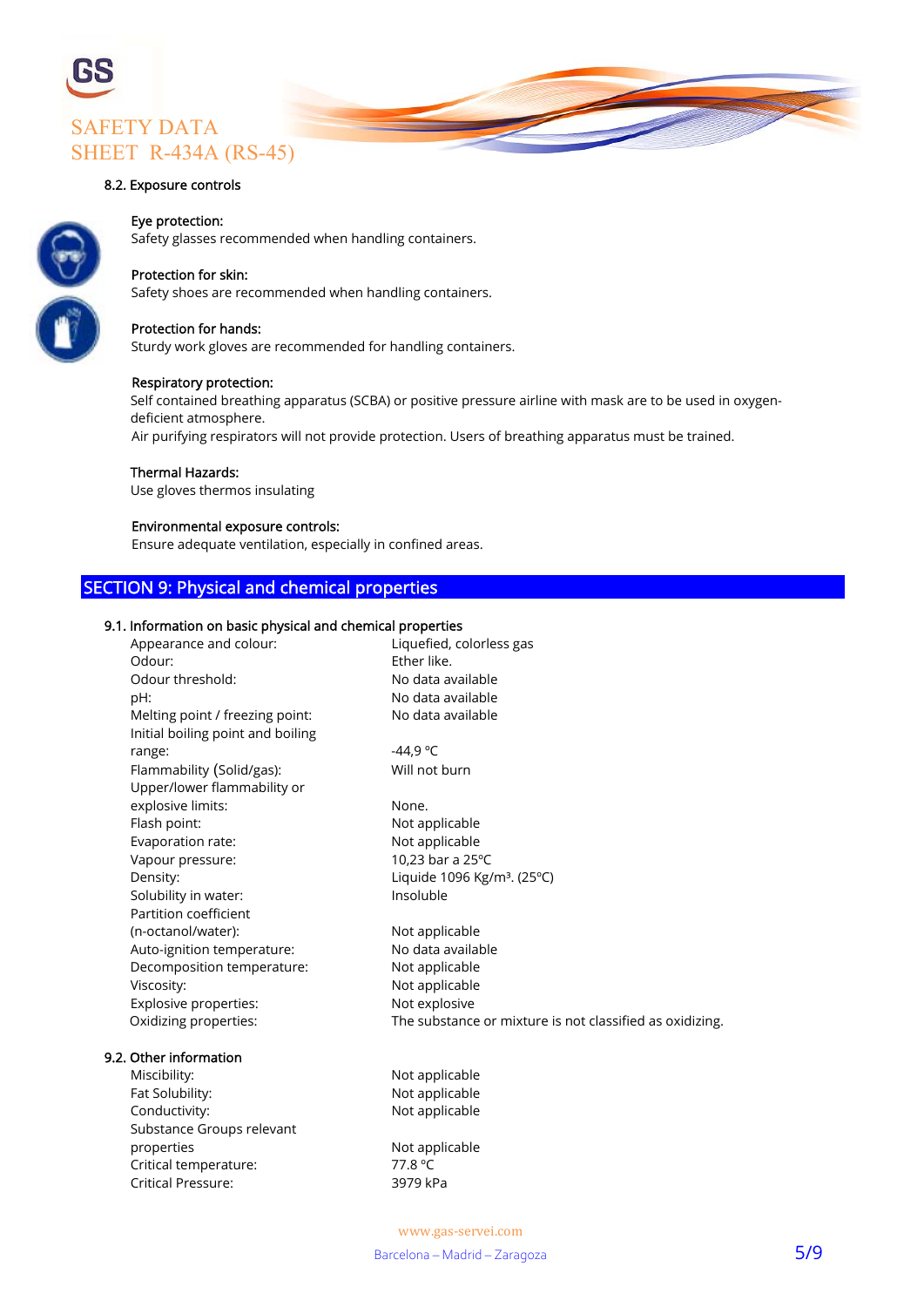#### 8.2. Exposure controls

**Eye protection:**
Safety glasses recommended when handling containers.

**Protection for skin:**
Safety shoes are recommended when handling containers.

**Protection for hands:**
Sturdy work gloves are recommended for handling containers.

**Respiratory protection:**
Self contained breathing apparatus (SCBA) or positive pressure airline with mask are to be used in oxygen-deficient atmosphere.
Air purifying respirators will not provide protection. Users of breathing apparatus must be trained.

**Thermal Hazards:**
Use gloves thermos insulating

**Environmental exposure controls:**
Ensure adequate ventilation, especially in confined areas.

## SECTION 9: Physical and chemical properties

#### 9.1. Information on basic physical and chemical properties

| | |
|---|---|
| Appearance and colour: | Liquefied, colorless gas |
| Odour: | Ether like. |
| Odour threshold: | No data available |
| pH: | No data available |
| Melting point / freezing point: | No data available |
| Initial boiling point and boiling range: | -44,9 °C |
| Flammability (Solid/gas): | Will not burn |
| Upper/lower flammability or explosive limits: | None. |
| Flash point: | Not applicable |
| Evaporation rate: | Not applicable |
| Vapour pressure: | 10,23 bar a 25ºC |
| Density: | Liquide 1096 Kg/m³. (25ºC) |
| Solubility in water: | Insoluble |
| Partition coefficient (n-octanol/water): | Not applicable |
| Auto-ignition temperature: | No data available |
| Decomposition temperature: | Not applicable |
| Viscosity: | Not applicable |
| Explosive properties: | Not explosive |
| Oxidizing properties: | The substance or mixture is not classified as oxidizing. |

#### 9.2. Other information

| | |
|---|---|
| Miscibility: | Not applicable |
| Fat Solubility: | Not applicable |
| Conductivity: | Not applicable |
| Substance Groups relevant properties | Not applicable |
| Critical temperature: | 77.8 °C |
| Critical Pressure: | 3979 kPa |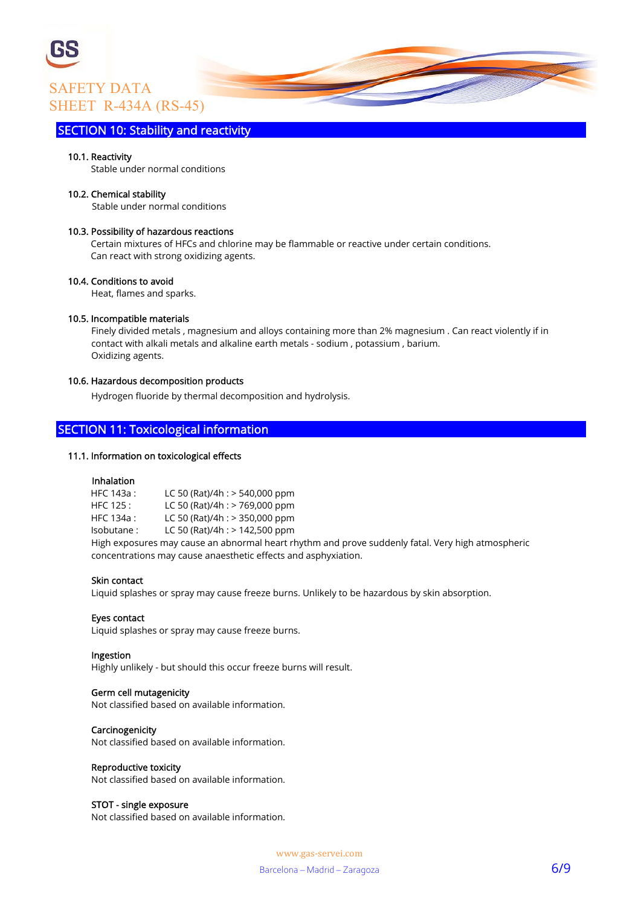## SECTION 10: Stability and reactivity

### 10.1. Reactivity

Stable under normal conditions

### 10.2. Chemical stability

Stable under normal conditions

### 10.3. Possibility of hazardous reactions

Certain mixtures of HFCs and chlorine may be flammable or reactive under certain conditions.
Can react with strong oxidizing agents.

### 10.4. Conditions to avoid

Heat, flames and sparks.

### 10.5. Incompatible materials

Finely divided metals , magnesium and alloys containing more than 2% magnesium . Can react violently if in contact with alkali metals and alkaline earth metals - sodium , potassium , barium.
Oxidizing agents.

### 10.6. Hazardous decomposition products

Hydrogen fluoride by thermal decomposition and hydrolysis.

## SECTION 11: Toxicological information

### 11.1. Information on toxicological effects

**Inhalation**

| | |
|---|---|
| HFC 143a : | LC 50 (Rat)/4h : > 540,000 ppm |
| HFC 125 : | LC 50 (Rat)/4h : > 769,000 ppm |
| HFC 134a : | LC 50 (Rat)/4h : > 350,000 ppm |
| Isobutane : | LC 50 (Rat)/4h : > 142,500 ppm |

High exposures may cause an abnormal heart rhythm and prove suddenly fatal. Very high atmospheric concentrations may cause anaesthetic effects and asphyxiation.

**Skin contact**

Liquid splashes or spray may cause freeze burns. Unlikely to be hazardous by skin absorption.

**Eyes contact**

Liquid splashes or spray may cause freeze burns.

**Ingestion**

Highly unlikely - but should this occur freeze burns will result.

**Germ cell mutagenicity**

Not classified based on available information.

**Carcinogenicity**

Not classified based on available information.

**Reproductive toxicity**

Not classified based on available information.

**STOT - single exposure**

Not classified based on available information.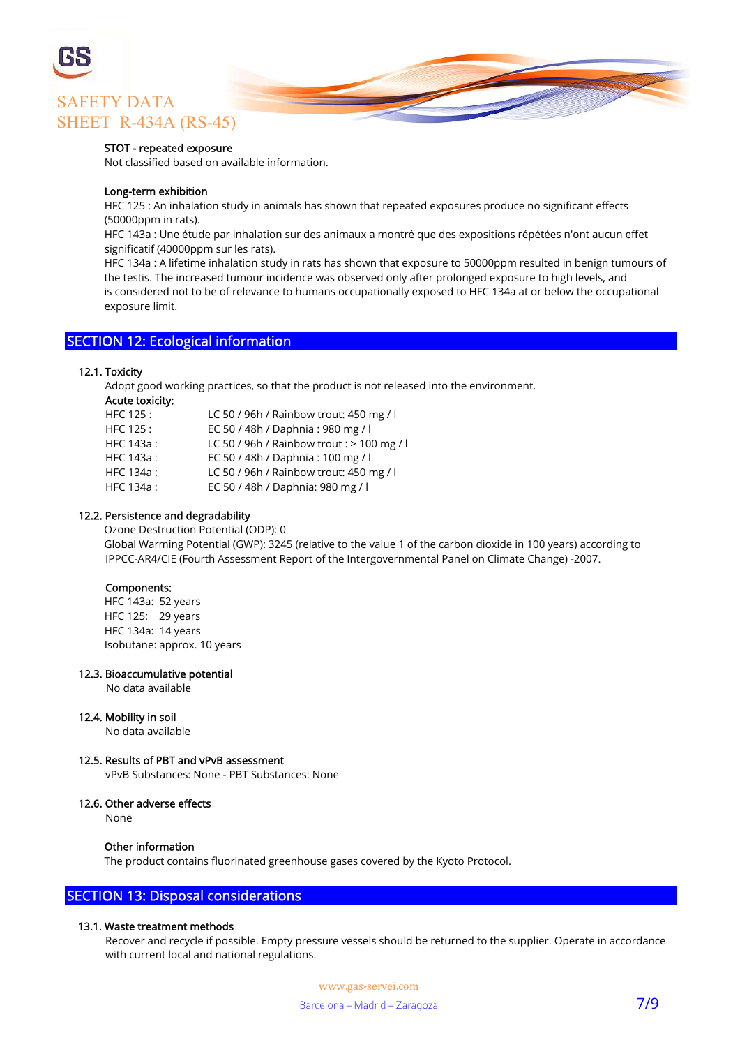**STOT - repeated exposure**

Not classified based on available information.

**Long-term exhibition**

HFC 125 : An inhalation study in animals has shown that repeated exposures produce no significant effects (50000ppm in rats).

HFC 143a : Une étude par inhalation sur des animaux a montré que des expositions répétées n'ont aucun effet significatif (40000ppm sur les rats).

HFC 134a : A lifetime inhalation study in rats has shown that exposure to 50000ppm resulted in benign tumours of the testis. The increased tumour incidence was observed only after prolonged exposure to high levels, and is considered not to be of relevance to humans occupationally exposed to HFC 134a at or below the occupational exposure limit.

## SECTION 12: Ecological information

### 12.1. Toxicity

Adopt good working practices, so that the product is not released into the environment.

**Acute toxicity:**

| | |
|---|---|
| HFC 125 : | LC 50 / 96h / Rainbow trout: 450 mg / l |
| HFC 125 : | EC 50 / 48h / Daphnia : 980 mg / l |
| HFC 143a : | LC 50 / 96h / Rainbow trout : > 100 mg / l |
| HFC 143a : | EC 50 / 48h / Daphnia : 100 mg / l |
| HFC 134a : | LC 50 / 96h / Rainbow trout: 450 mg / l |
| HFC 134a : | EC 50 / 48h / Daphnia: 980 mg / l |

### 12.2. Persistence and degradability

Ozone Destruction Potential (ODP): 0

Global Warming Potential (GWP): 3245 (relative to the value 1 of the carbon dioxide in 100 years) according to IPPCC-AR4/CIE (Fourth Assessment Report of the Intergovernmental Panel on Climate Change) -2007.

**Components:**

HFC 143a: 52 years
HFC 125: 29 years
HFC 134a: 14 years
Isobutane: approx. 10 years

### 12.3. Bioaccumulative potential

No data available

### 12.4. Mobility in soil

No data available

### 12.5. Results of PBT and vPvB assessment

vPvB Substances: None - PBT Substances: None

### 12.6. Other adverse effects

None

**Other information**

The product contains fluorinated greenhouse gases covered by the Kyoto Protocol.

## SECTION 13: Disposal considerations

### 13.1. Waste treatment methods

Recover and recycle if possible. Empty pressure vessels should be returned to the supplier. Operate in accordance with current local and national regulations.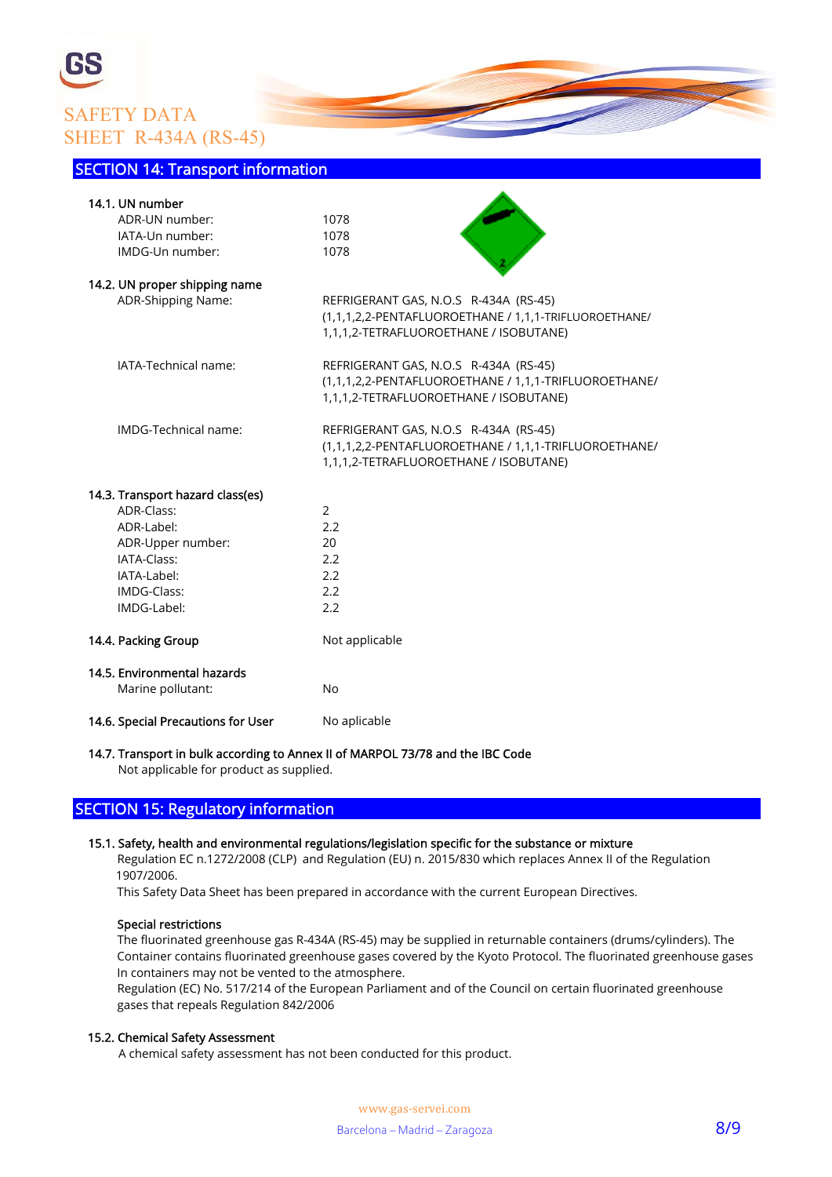## SECTION 14: Transport information

**14.1. UN number**

| | |
|---|---|
| ADR-UN number: | 1078 |
| IATA-Un number: | 1078 |
| IMDG-Un number: | 1078 |

**14.2. UN proper shipping name**

| | |
|---|---|
| ADR-Shipping Name: | REFRIGERANT GAS, N.O.S R-434A (RS-45) (1,1,1,2,2-PENTAFLUOROETHANE / 1,1,1-TRIFLUOROETHANE/ 1,1,1,2-TETRAFLUOROETHANE / ISOBUTANE) |
| IATA-Technical name: | REFRIGERANT GAS, N.O.S R-434A (RS-45) (1,1,1,2,2-PENTAFLUOROETHANE / 1,1,1-TRIFLUOROETHANE/ 1,1,1,2-TETRAFLUOROETHANE / ISOBUTANE) |
| IMDG-Technical name: | REFRIGERANT GAS, N.O.S R-434A (RS-45) (1,1,1,2,2-PENTAFLUOROETHANE / 1,1,1-TRIFLUOROETHANE/ 1,1,1,2-TETRAFLUOROETHANE / ISOBUTANE) |

**14.3. Transport hazard class(es)**

| | |
|---|---|
| ADR-Class: | 2 |
| ADR-Label: | 2.2 |
| ADR-Upper number: | 20 |
| IATA-Class: | 2.2 |
| IATA-Label: | 2.2 |
| IMDG-Class: | 2.2 |
| IMDG-Label: | 2.2 |

**14.4. Packing Group** Not applicable

**14.5. Environmental hazards**

Marine pollutant: No

**14.6. Special Precautions for User** No aplicable

**14.7. Transport in bulk according to Annex II of MARPOL 73/78 and the IBC Code**

Not applicable for product as supplied.

## SECTION 15: Regulatory information

**15.1. Safety, health and environmental regulations/legislation specific for the substance or mixture**

Regulation EC n.1272/2008 (CLP) and Regulation (EU) n. 2015/830 which replaces Annex II of the Regulation 1907/2006.

This Safety Data Sheet has been prepared in accordance with the current European Directives.

**Special restrictions**

The fluorinated greenhouse gas R-434A (RS-45) may be supplied in returnable containers (drums/cylinders). The Container contains fluorinated greenhouse gases covered by the Kyoto Protocol. The fluorinated greenhouse gases In containers may not be vented to the atmosphere.

Regulation (EC) No. 517/214 of the European Parliament and of the Council on certain fluorinated greenhouse gases that repeals Regulation 842/2006

**15.2. Chemical Safety Assessment**

A chemical safety assessment has not been conducted for this product.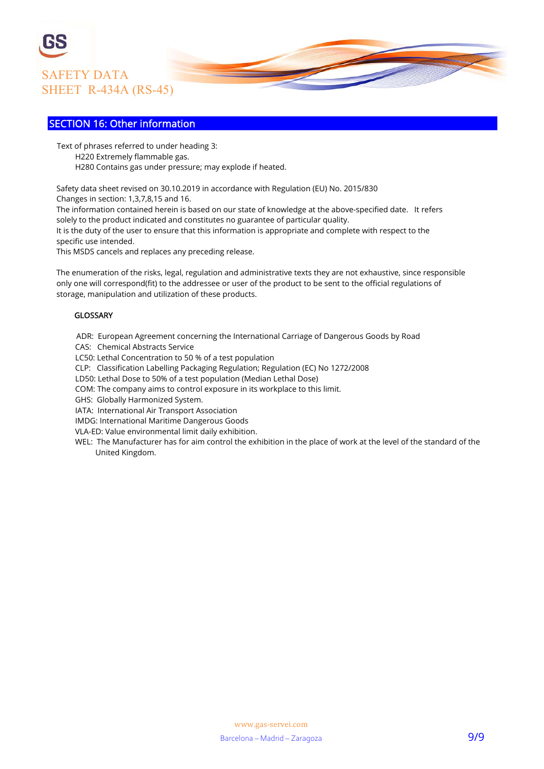## SECTION 16: Other information

Text of phrases referred to under heading 3:

H220 Extremely flammable gas.
H280 Contains gas under pressure; may explode if heated.

Safety data sheet revised on 30.10.2019 in accordance with Regulation (EU) No. 2015/830
Changes in section: 1,3,7,8,15 and 16.
The information contained herein is based on our state of knowledge at the above-specified date. It refers solely to the product indicated and constitutes no guarantee of particular quality.
It is the duty of the user to ensure that this information is appropriate and complete with respect to the specific use intended.
This MSDS cancels and replaces any preceding release.

The enumeration of the risks, legal, regulation and administrative texts they are not exhaustive, since responsible only one will correspond(fit) to the addressee or user of the product to be sent to the official regulations of storage, manipulation and utilization of these products.

### GLOSSARY

ADR: European Agreement concerning the International Carriage of Dangerous Goods by Road
CAS: Chemical Abstracts Service
LC50: Lethal Concentration to 50 % of a test population
CLP: Classification Labelling Packaging Regulation; Regulation (EC) No 1272/2008
LD50: Lethal Dose to 50% of a test population (Median Lethal Dose)
COM: The company aims to control exposure in its workplace to this limit.
GHS: Globally Harmonized System.
IATA: International Air Transport Association
IMDG: International Maritime Dangerous Goods
VLA-ED: Value environmental limit daily exhibition.
WEL: The Manufacturer has for aim control the exhibition in the place of work at the level of the standard of the United Kingdom.